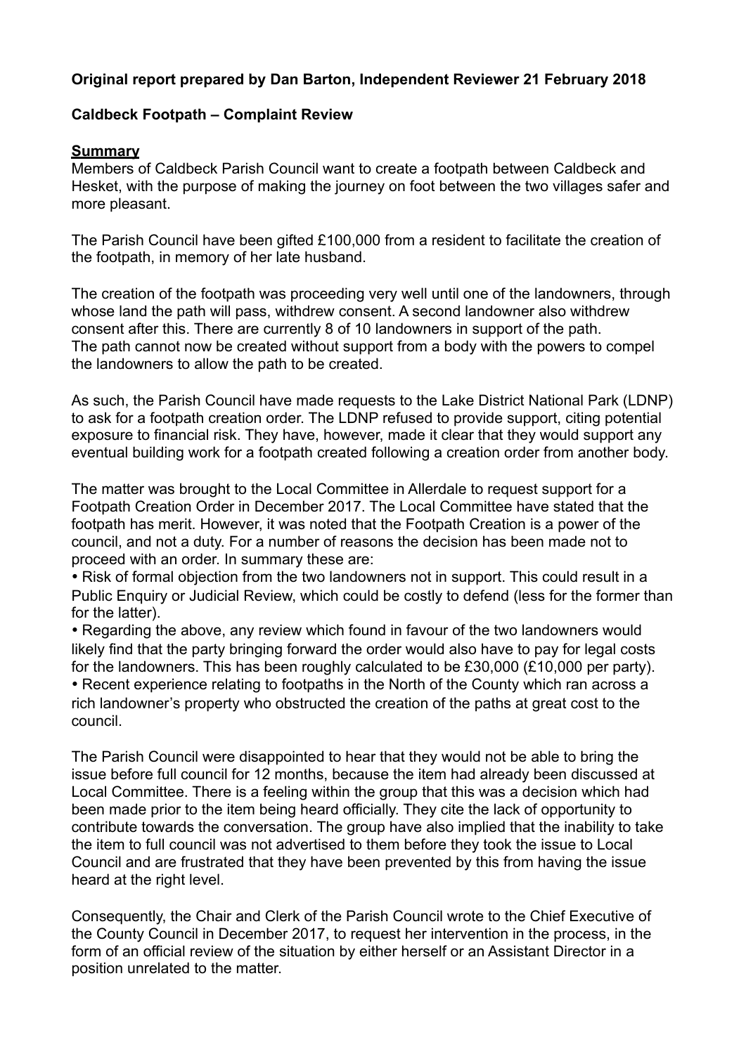**Original report prepared by Dan Barton, Independent Reviewer 21 February 2018**

**Caldbeck Footpath – Complaint Review**

**Summary**

Members of Caldbeck Parish Council want to create a footpath between Caldbeck and Hesket, with the purpose of making the journey on foot between the two villages safer and more pleasant.

The Parish Council have been gifted £100,000 from a resident to facilitate the creation of the footpath, in memory of her late husband.

The creation of the footpath was proceeding very well until one of the landowners, through whose land the path will pass, withdrew consent. A second landowner also withdrew consent after this. There are currently 8 of 10 landowners in support of the path. The path cannot now be created without support from a body with the powers to compel the landowners to allow the path to be created.

As such, the Parish Council have made requests to the Lake District National Park (LDNP) to ask for a footpath creation order. The LDNP refused to provide support, citing potential exposure to financial risk. They have, however, made it clear that they would support any eventual building work for a footpath created following a creation order from another body.

The matter was brought to the Local Committee in Allerdale to request support for a Footpath Creation Order in December 2017. The Local Committee have stated that the footpath has merit. However, it was noted that the Footpath Creation is a power of the council, and not a duty. For a number of reasons the decision has been made not to proceed with an order. In summary these are:

- Risk of formal objection from the two landowners not in support. This could result in a Public Enquiry or Judicial Review, which could be costly to defend (less for the former than for the latter).
- Regarding the above, any review which found in favour of the two landowners would likely find that the party bringing forward the order would also have to pay for legal costs for the landowners. This has been roughly calculated to be £30,000 (£10,000 per party).
- Recent experience relating to footpaths in the North of the County which ran across a rich landowner's property who obstructed the creation of the paths at great cost to the council.

The Parish Council were disappointed to hear that they would not be able to bring the issue before full council for 12 months, because the item had already been discussed at Local Committee. There is a feeling within the group that this was a decision which had been made prior to the item being heard officially. They cite the lack of opportunity to contribute towards the conversation. The group have also implied that the inability to take the item to full council was not advertised to them before they took the issue to Local Council and are frustrated that they have been prevented by this from having the issue heard at the right level.

Consequently, the Chair and Clerk of the Parish Council wrote to the Chief Executive of the County Council in December 2017, to request her intervention in the process, in the form of an official review of the situation by either herself or an Assistant Director in a position unrelated to the matter.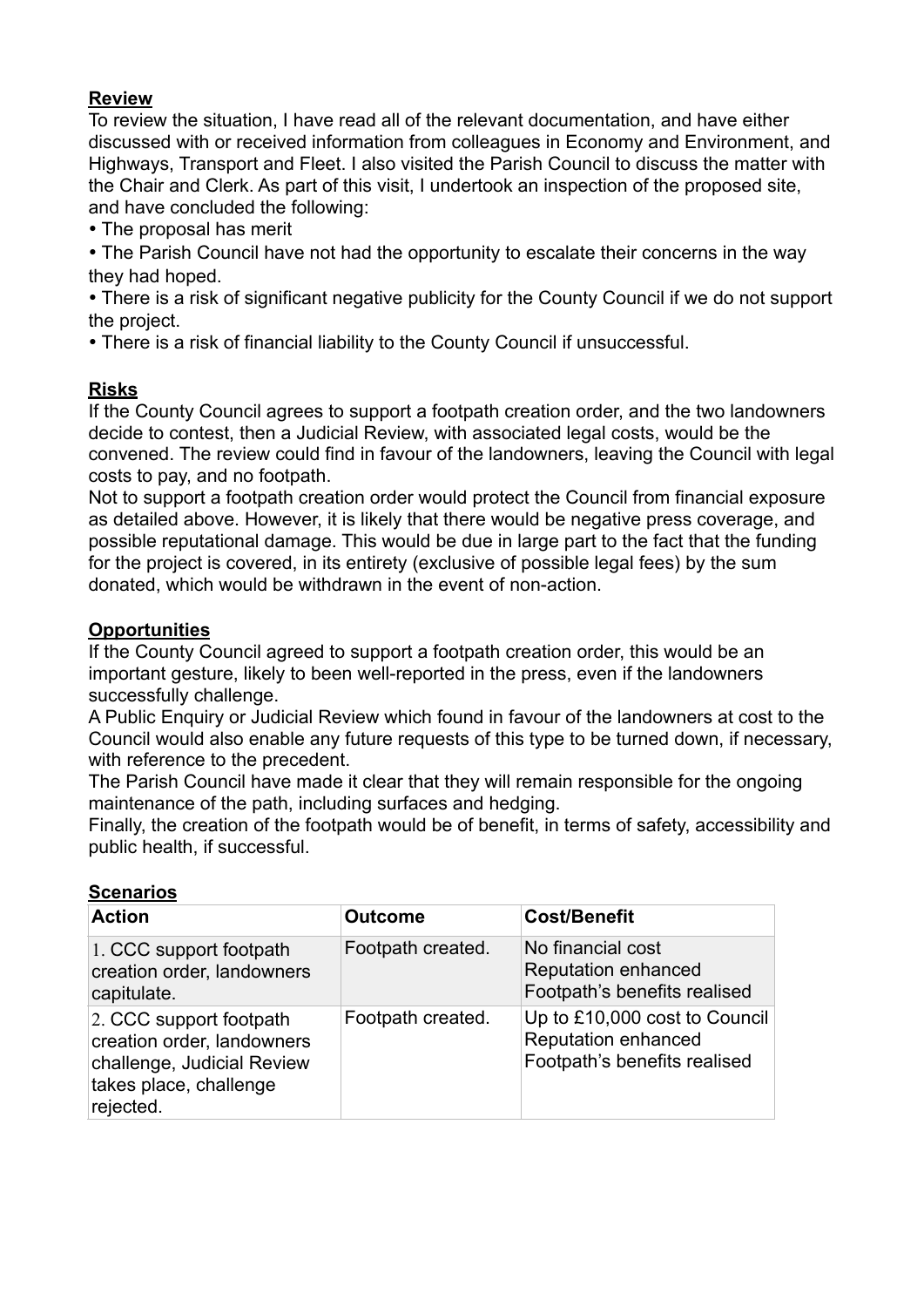**Review**

To review the situation, I have read all of the relevant documentation, and have either discussed with or received information from colleagues in Economy and Environment, and Highways, Transport and Fleet. I also visited the Parish Council to discuss the matter with the Chair and Clerk. As part of this visit, I undertook an inspection of the proposed site, and have concluded the following:

- The proposal has merit
- The Parish Council have not had the opportunity to escalate their concerns in the way they had hoped.
- There is a risk of significant negative publicity for the County Council if we do not support the project.
- There is a risk of financial liability to the County Council if unsuccessful.

**Risks**

If the County Council agrees to support a footpath creation order, and the two landowners decide to contest, then a Judicial Review, with associated legal costs, would be the convened. The review could find in favour of the landowners, leaving the Council with legal costs to pay, and no footpath.

Not to support a footpath creation order would protect the Council from financial exposure as detailed above. However, it is likely that there would be negative press coverage, and possible reputational damage. This would be due in large part to the fact that the funding for the project is covered, in its entirety (exclusive of possible legal fees) by the sum donated, which would be withdrawn in the event of non-action.

**Opportunities**

If the County Council agreed to support a footpath creation order, this would be an important gesture, likely to been well-reported in the press, even if the landowners successfully challenge.

A Public Enquiry or Judicial Review which found in favour of the landowners at cost to the Council would also enable any future requests of this type to be turned down, if necessary, with reference to the precedent.

The Parish Council have made it clear that they will remain responsible for the ongoing maintenance of the path, including surfaces and hedging.

Finally, the creation of the footpath would be of benefit, in terms of safety, accessibility and public health, if successful.

**Scenarios**

| Action | Outcome | Cost/Benefit |
|---|---|---|
| 1. CCC support footpath creation order, landowners capitulate. | Footpath created. | No financial cost<br>Reputation enhanced<br>Footpath's benefits realised |
| 2. CCC support footpath creation order, landowners challenge, Judicial Review takes place, challenge rejected. | Footpath created. | Up to £10,000 cost to Council<br>Reputation enhanced<br>Footpath's benefits realised |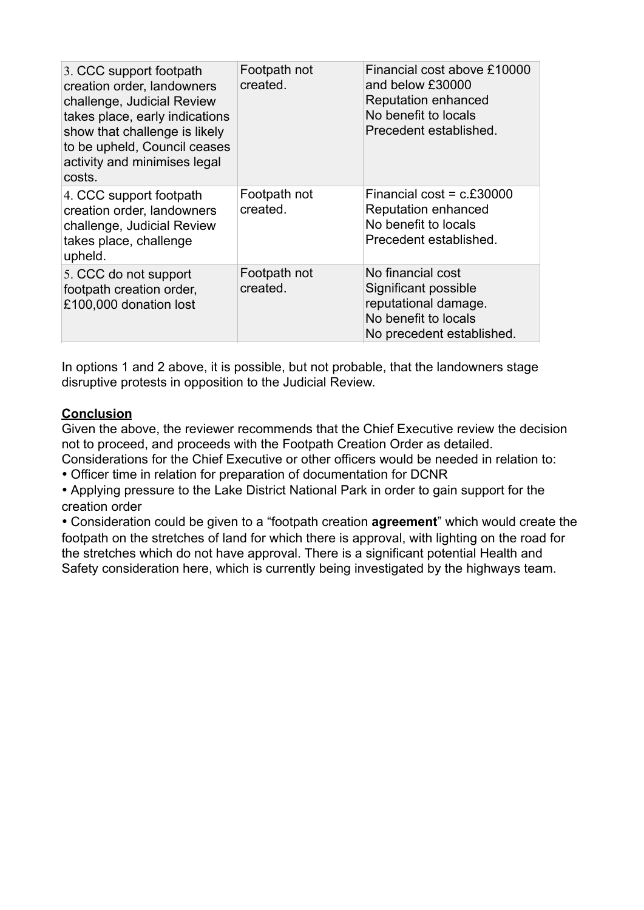| | | |
|---|---|---|
| 3. CCC support footpath creation order, landowners challenge, Judicial Review takes place, early indications show that challenge is likely to be upheld, Council ceases activity and minimises legal costs. | Footpath not created. | Financial cost above £10000 and below £30000<br>Reputation enhanced<br>No benefit to locals<br>Precedent established. |
| 4. CCC support footpath creation order, landowners challenge, Judicial Review takes place, challenge upheld. | Footpath not created. | Financial cost = c.£30000<br>Reputation enhanced<br>No benefit to locals<br>Precedent established. |
| 5. CCC do not support footpath creation order, £100,000 donation lost | Footpath not created. | No financial cost<br>Significant possible reputational damage.<br>No benefit to locals<br>No precedent established. |

In options 1 and 2 above, it is possible, but not probable, that the landowners stage disruptive protests in opposition to the Judicial Review.

**Conclusion**

Given the above, the reviewer recommends that the Chief Executive review the decision not to proceed, and proceeds with the Footpath Creation Order as detailed.
Considerations for the Chief Executive or other officers would be needed in relation to:

- Officer time in relation for preparation of documentation for DCNR
- Applying pressure to the Lake District National Park in order to gain support for the creation order
- Consideration could be given to a "footpath creation **agreement**" which would create the footpath on the stretches of land for which there is approval, with lighting on the road for the stretches which do not have approval. There is a significant potential Health and Safety consideration here, which is currently being investigated by the highways team.